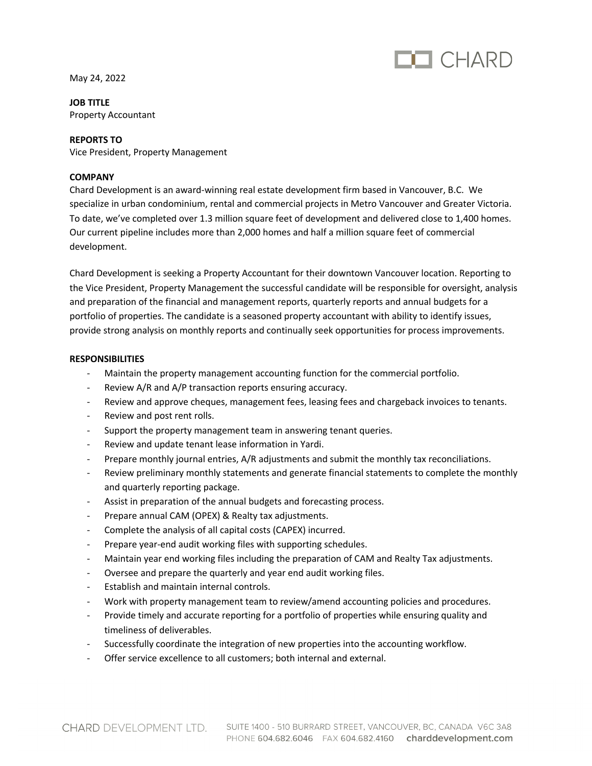May 24, 2022

**JOB TITLE**
Property Accountant

**REPORTS TO**
Vice President, Property Management

**COMPANY**
Chard Development is an award-winning real estate development firm based in Vancouver, B.C. We specialize in urban condominium, rental and commercial projects in Metro Vancouver and Greater Victoria. To date, we've completed over 1.3 million square feet of development and delivered close to 1,400 homes. Our current pipeline includes more than 2,000 homes and half a million square feet of commercial development.

Chard Development is seeking a Property Accountant for their downtown Vancouver location. Reporting to the Vice President, Property Management the successful candidate will be responsible for oversight, analysis and preparation of the financial and management reports, quarterly reports and annual budgets for a portfolio of properties. The candidate is a seasoned property accountant with ability to identify issues, provide strong analysis on monthly reports and continually seek opportunities for process improvements.

**RESPONSIBILITIES**

- Maintain the property management accounting function for the commercial portfolio.
- Review A/R and A/P transaction reports ensuring accuracy.
- Review and approve cheques, management fees, leasing fees and chargeback invoices to tenants.
- Review and post rent rolls.
- Support the property management team in answering tenant queries.
- Review and update tenant lease information in Yardi.
- Prepare monthly journal entries, A/R adjustments and submit the monthly tax reconciliations.
- Review preliminary monthly statements and generate financial statements to complete the monthly and quarterly reporting package.
- Assist in preparation of the annual budgets and forecasting process.
- Prepare annual CAM (OPEX) & Realty tax adjustments.
- Complete the analysis of all capital costs (CAPEX) incurred.
- Prepare year-end audit working files with supporting schedules.
- Maintain year end working files including the preparation of CAM and Realty Tax adjustments.
- Oversee and prepare the quarterly and year end audit working files.
- Establish and maintain internal controls.
- Work with property management team to review/amend accounting policies and procedures.
- Provide timely and accurate reporting for a portfolio of properties while ensuring quality and timeliness of deliverables.
- Successfully coordinate the integration of new properties into the accounting workflow.
- Offer service excellence to all customers; both internal and external.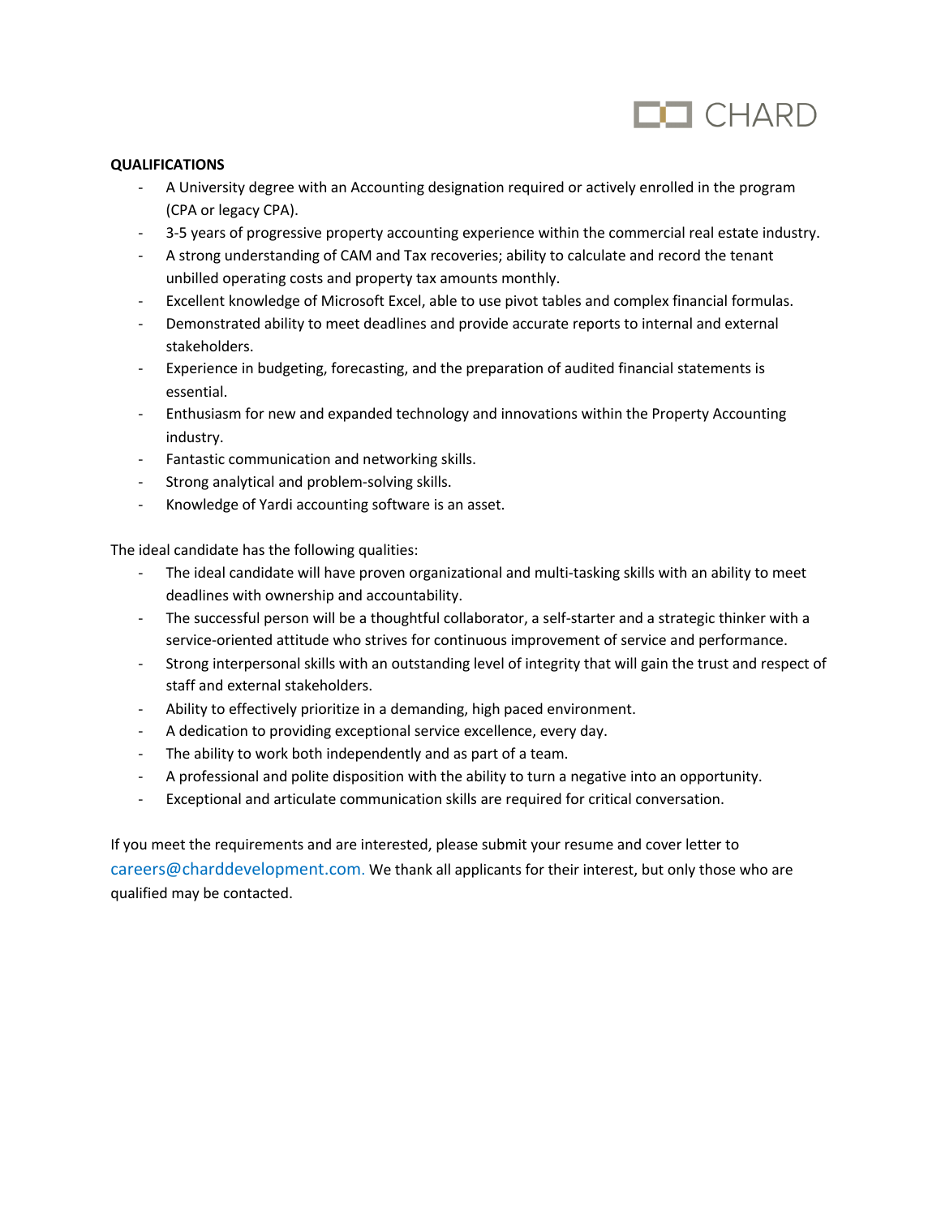**QUALIFICATIONS**

- A University degree with an Accounting designation required or actively enrolled in the program (CPA or legacy CPA).
- 3-5 years of progressive property accounting experience within the commercial real estate industry.
- A strong understanding of CAM and Tax recoveries; ability to calculate and record the tenant unbilled operating costs and property tax amounts monthly.
- Excellent knowledge of Microsoft Excel, able to use pivot tables and complex financial formulas.
- Demonstrated ability to meet deadlines and provide accurate reports to internal and external stakeholders.
- Experience in budgeting, forecasting, and the preparation of audited financial statements is essential.
- Enthusiasm for new and expanded technology and innovations within the Property Accounting industry.
- Fantastic communication and networking skills.
- Strong analytical and problem-solving skills.
- Knowledge of Yardi accounting software is an asset.

The ideal candidate has the following qualities:

- The ideal candidate will have proven organizational and multi-tasking skills with an ability to meet deadlines with ownership and accountability.
- The successful person will be a thoughtful collaborator, a self-starter and a strategic thinker with a service-oriented attitude who strives for continuous improvement of service and performance.
- Strong interpersonal skills with an outstanding level of integrity that will gain the trust and respect of staff and external stakeholders.
- Ability to effectively prioritize in a demanding, high paced environment.
- A dedication to providing exceptional service excellence, every day.
- The ability to work both independently and as part of a team.
- A professional and polite disposition with the ability to turn a negative into an opportunity.
- Exceptional and articulate communication skills are required for critical conversation.

If you meet the requirements and are interested, please submit your resume and cover letter to careers@charddevelopment.com. We thank all applicants for their interest, but only those who are qualified may be contacted.